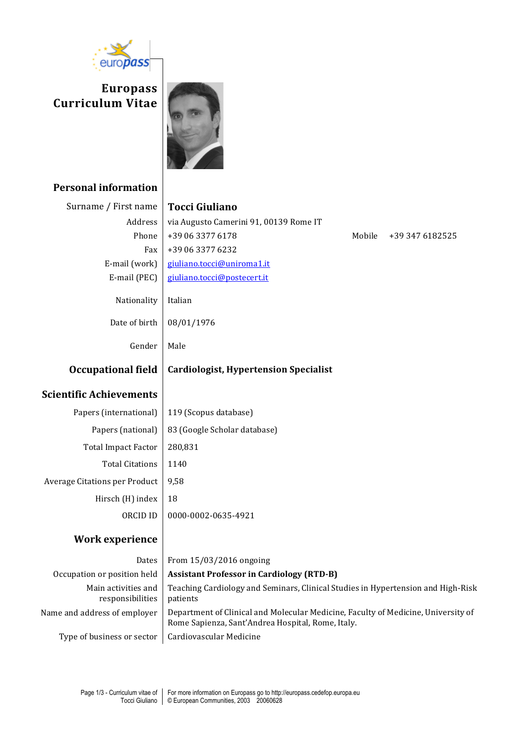# Europass Curriculum Vitae

## Personal information

| | |
|---|---|
| Surname / First name | **Tocci Giuliano** |
| Address | via Augusto Camerini 91, 00139 Rome IT |
| Phone | +39 06 3377 6178 — Mobile +39 347 6182525 |
| Fax | +39 06 3377 6232 |
| E-mail (work) | giuliano.tocci@uniroma1.it |
| E-mail (PEC) | giuliano.tocci@postecert.it |
| Nationality | Italian |
| Date of birth | 08/01/1976 |
| Gender | Male |

## Occupational field

**Cardiologist, Hypertension Specialist**

## Scientific Achievements

| | |
|---|---|
| Papers (international) | 119 (Scopus database) |
| Papers (national) | 83 (Google Scholar database) |
| Total Impact Factor | 280,831 |
| Total Citations | 1140 |
| Average Citations per Product | 9,58 |
| Hirsch (H) index | 18 |
| ORCID ID | 0000-0002-0635-4921 |

## Work experience

| | |
|---|---|
| Dates | From 15/03/2016 ongoing |
| Occupation or position held | **Assistant Professor in Cardiology (RTD-B)** |
| Main activities and responsibilities | Teaching Cardiology and Seminars, Clinical Studies in Hypertension and High-Risk patients |
| Name and address of employer | Department of Clinical and Molecular Medicine, Faculty of Medicine, University of Rome Sapienza, Sant'Andrea Hospital, Rome, Italy. |
| Type of business or sector | Cardiovascular Medicine |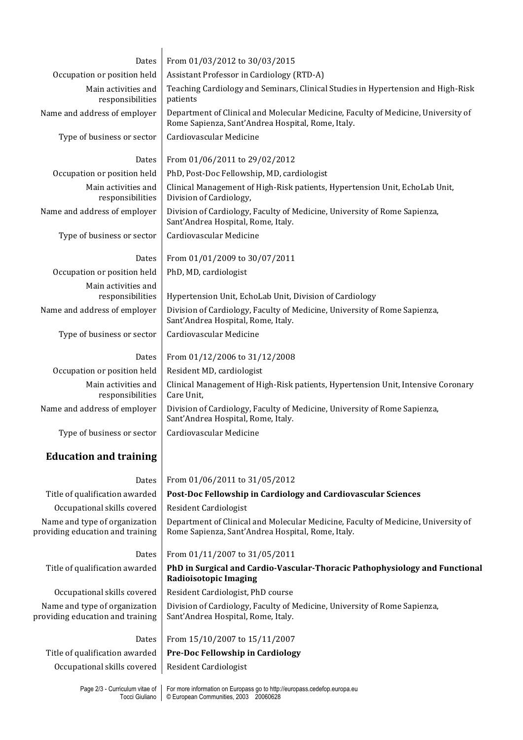| | |
|---|---|
| Dates | From 01/03/2012 to 30/03/2015 |
| Occupation or position held | Assistant Professor in Cardiology (RTD-A) |
| Main activities and responsibilities | Teaching Cardiology and Seminars, Clinical Studies in Hypertension and High-Risk patients |
| Name and address of employer | Department of Clinical and Molecular Medicine, Faculty of Medicine, University of Rome Sapienza, Sant'Andrea Hospital, Rome, Italy. |
| Type of business or sector | Cardiovascular Medicine |
| | |
| Dates | From 01/06/2011 to 29/02/2012 |
| Occupation or position held | PhD, Post-Doc Fellowship, MD, cardiologist |
| Main activities and responsibilities | Clinical Management of High-Risk patients, Hypertension Unit, EchoLab Unit, Division of Cardiology, |
| Name and address of employer | Division of Cardiology, Faculty of Medicine, University of Rome Sapienza, Sant'Andrea Hospital, Rome, Italy. |
| Type of business or sector | Cardiovascular Medicine |
| | |
| Dates | From 01/01/2009 to 30/07/2011 |
| Occupation or position held | PhD, MD, cardiologist |
| Main activities and responsibilities | Hypertension Unit, EchoLab Unit, Division of Cardiology |
| Name and address of employer | Division of Cardiology, Faculty of Medicine, University of Rome Sapienza, Sant'Andrea Hospital, Rome, Italy. |
| Type of business or sector | Cardiovascular Medicine |
| | |
| Dates | From 01/12/2006 to 31/12/2008 |
| Occupation or position held | Resident MD, cardiologist |
| Main activities and responsibilities | Clinical Management of High-Risk patients, Hypertension Unit, Intensive Coronary Care Unit, |
| Name and address of employer | Division of Cardiology, Faculty of Medicine, University of Rome Sapienza, Sant'Andrea Hospital, Rome, Italy. |
| Type of business or sector | Cardiovascular Medicine |

## Education and training

| | |
|---|---|
| Dates | From 01/06/2011 to 31/05/2012 |
| Title of qualification awarded | **Post-Doc Fellowship in Cardiology and Cardiovascular Sciences** |
| Occupational skills covered | Resident Cardiologist |
| Name and type of organization providing education and training | Department of Clinical and Molecular Medicine, Faculty of Medicine, University of Rome Sapienza, Sant'Andrea Hospital, Rome, Italy. |
| | |
| Dates | From 01/11/2007 to 31/05/2011 |
| Title of qualification awarded | **PhD in Surgical and Cardio-Vascular-Thoracic Pathophysiology and Functional Radioisotopic Imaging** |
| Occupational skills covered | Resident Cardiologist, PhD course |
| Name and type of organization providing education and training | Division of Cardiology, Faculty of Medicine, University of Rome Sapienza, Sant'Andrea Hospital, Rome, Italy. |
| | |
| Dates | From 15/10/2007 to 15/11/2007 |
| Title of qualification awarded | **Pre-Doc Fellowship in Cardiology** |
| Occupational skills covered | Resident Cardiologist |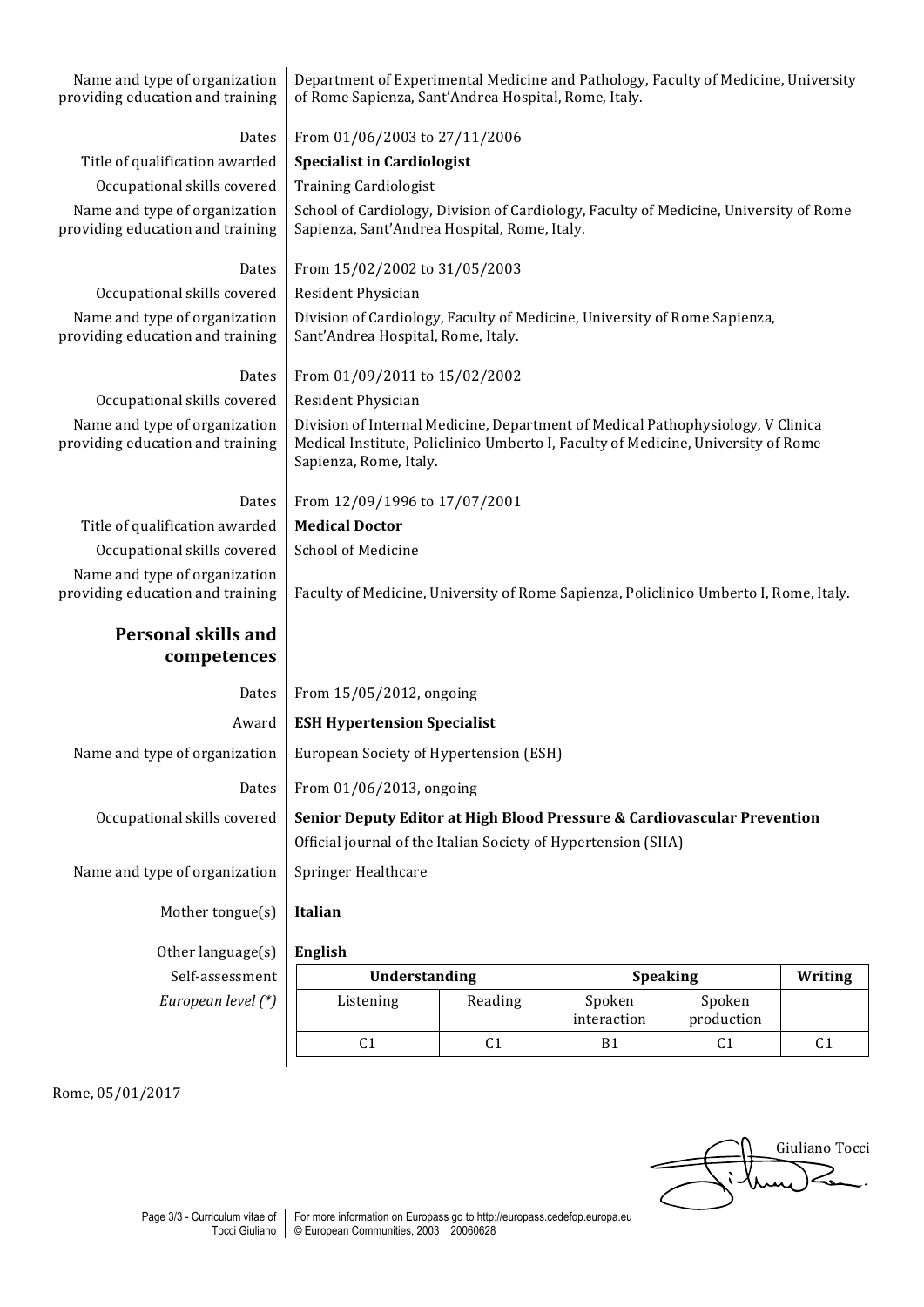| | |
|---|---|
| Name and type of organization providing education and training | Department of Experimental Medicine and Pathology, Faculty of Medicine, University of Rome Sapienza, Sant'Andrea Hospital, Rome, Italy. |
| Dates | From 01/06/2003 to 27/11/2006 |
| Title of qualification awarded | **Specialist in Cardiologist** |
| Occupational skills covered | Training Cardiologist |
| Name and type of organization providing education and training | School of Cardiology, Division of Cardiology, Faculty of Medicine, University of Rome Sapienza, Sant'Andrea Hospital, Rome, Italy. |
| Dates | From 15/02/2002 to 31/05/2003 |
| Occupational skills covered | Resident Physician |
| Name and type of organization providing education and training | Division of Cardiology, Faculty of Medicine, University of Rome Sapienza, Sant'Andrea Hospital, Rome, Italy. |
| Dates | From 01/09/2011 to 15/02/2002 |
| Occupational skills covered | Resident Physician |
| Name and type of organization providing education and training | Division of Internal Medicine, Department of Medical Pathophysiology, V Clinica Medical Institute, Policlinico Umberto I, Faculty of Medicine, University of Rome Sapienza, Rome, Italy. |
| Dates | From 12/09/1996 to 17/07/2001 |
| Title of qualification awarded | **Medical Doctor** |
| Occupational skills covered | School of Medicine |
| Name and type of organization providing education and training | Faculty of Medicine, University of Rome Sapienza, Policlinico Umberto I, Rome, Italy. |

## Personal skills and competences

| | |
|---|---|
| Dates | From 15/05/2012, ongoing |
| Award | **ESH Hypertension Specialist** |
| Name and type of organization | European Society of Hypertension (ESH) |
| Dates | From 01/06/2013, ongoing |
| Occupational skills covered | **Senior Deputy Editor at High Blood Pressure & Cardiovascular Prevention** Official journal of the Italian Society of Hypertension (SIIA) |
| Name and type of organization | Springer Healthcare |
| Mother tongue(s) | **Italian** |
| Other language(s) | **English** |

Self-assessment

*European level (\*)*

| Understanding | | Speaking | | Writing |
|---|---|---|---|---|
| Listening | Reading | Spoken interaction | Spoken production | |
| C1 | C1 | B1 | C1 | C1 |

Rome, 05/01/2017

Giuliano Tocci